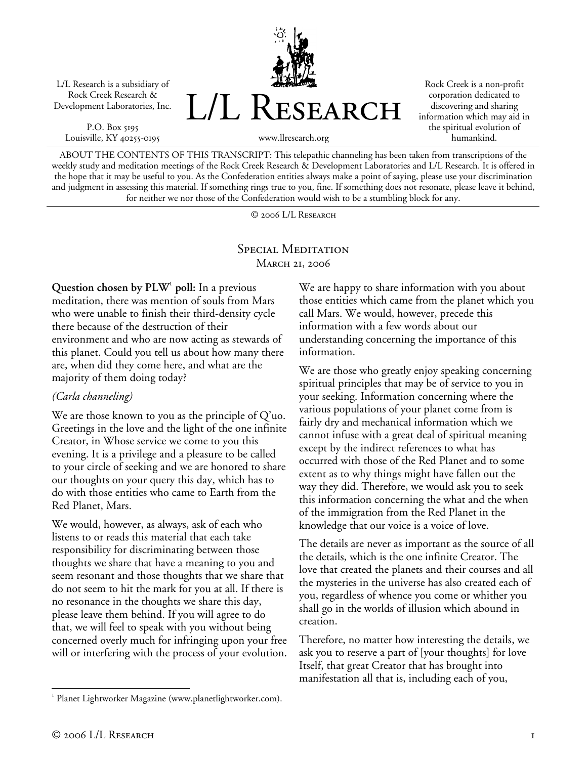L/L Research is a subsidiary of Rock Creek Research & Development Laboratories, Inc.

P.O. Box 5195
Louisville, KY 40255-0195

# L/L Research

www.llresearch.org

Rock Creek is a non-profit corporation dedicated to discovering and sharing information which may aid in the spiritual evolution of humankind.

ABOUT THE CONTENTS OF THIS TRANSCRIPT: This telepathic channeling has been taken from transcriptions of the weekly study and meditation meetings of the Rock Creek Research & Development Laboratories and L/L Research. It is offered in the hope that it may be useful to you. As the Confederation entities always make a point of saying, please use your discrimination and judgment in assessing this material. If something rings true to you, fine. If something does not resonate, please leave it behind, for neither we nor those of the Confederation would wish to be a stumbling block for any.

© 2006 L/L Research

## Special Meditation
### March 21, 2006

**Question chosen by PLW[1] poll:** In a previous meditation, there was mention of souls from Mars who were unable to finish their third-density cycle there because of the destruction of their environment and who are now acting as stewards of this planet. Could you tell us about how many there are, when did they come here, and what are the majority of them doing today?

*(Carla channeling)*

We are those known to you as the principle of Q'uo. Greetings in the love and the light of the one infinite Creator, in Whose service we come to you this evening. It is a privilege and a pleasure to be called to your circle of seeking and we are honored to share our thoughts on your query this day, which has to do with those entities who came to Earth from the Red Planet, Mars.

We would, however, as always, ask of each who listens to or reads this material that each take responsibility for discriminating between those thoughts we share that have a meaning to you and seem resonant and those thoughts that we share that do not seem to hit the mark for you at all. If there is no resonance in the thoughts we share this day, please leave them behind. If you will agree to do that, we will feel to speak with you without being concerned overly much for infringing upon your free will or interfering with the process of your evolution.

We are happy to share information with you about those entities which came from the planet which you call Mars. We would, however, precede this information with a few words about our understanding concerning the importance of this information.

We are those who greatly enjoy speaking concerning spiritual principles that may be of service to you in your seeking. Information concerning where the various populations of your planet come from is fairly dry and mechanical information which we cannot infuse with a great deal of spiritual meaning except by the indirect references to what has occurred with those of the Red Planet and to some extent as to why things might have fallen out the way they did. Therefore, we would ask you to seek this information concerning the what and the when of the immigration from the Red Planet in the knowledge that our voice is a voice of love.

The details are never as important as the source of all the details, which is the one infinite Creator. The love that created the planets and their courses and all the mysteries in the universe has also created each of you, regardless of whence you come or whither you shall go in the worlds of illusion which abound in creation.

Therefore, no matter how interesting the details, we ask you to reserve a part of [your thoughts] for love Itself, that great Creator that has brought into manifestation all that is, including each of you,

[1] Planet Lightworker Magazine (www.planetlightworker.com).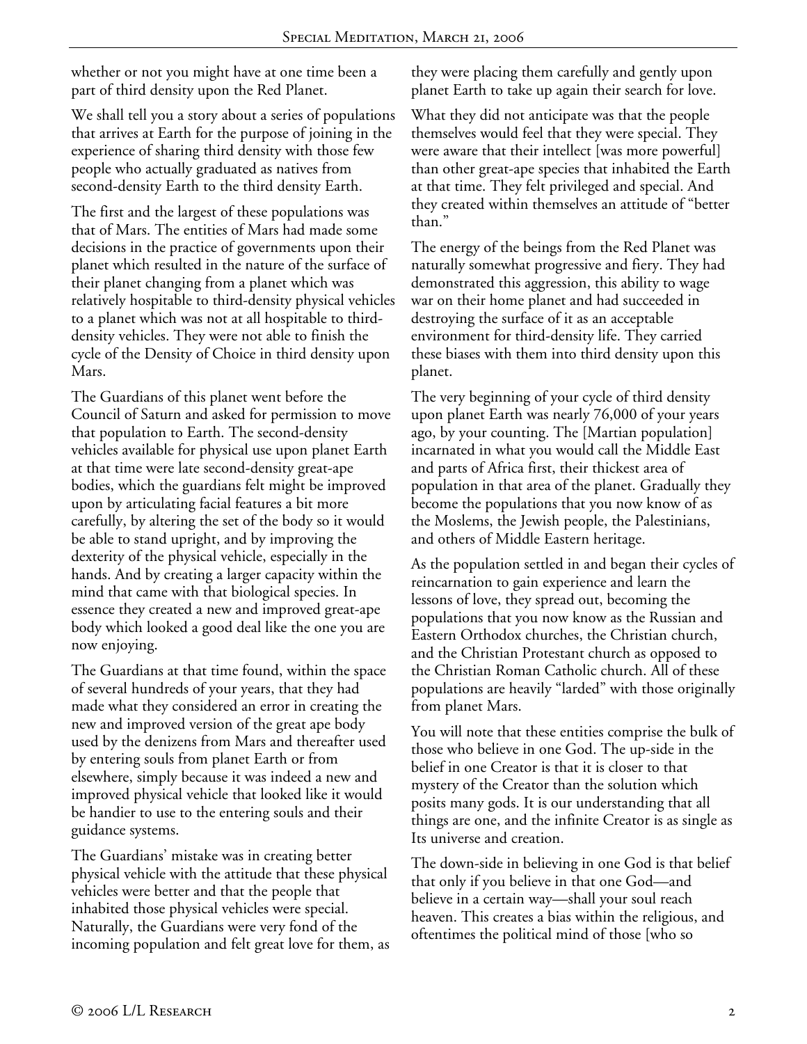whether or not you might have at one time been a part of third density upon the Red Planet.

We shall tell you a story about a series of populations that arrives at Earth for the purpose of joining in the experience of sharing third density with those few people who actually graduated as natives from second-density Earth to the third density Earth.

The first and the largest of these populations was that of Mars. The entities of Mars had made some decisions in the practice of governments upon their planet which resulted in the nature of the surface of their planet changing from a planet which was relatively hospitable to third-density physical vehicles to a planet which was not at all hospitable to third-density vehicles. They were not able to finish the cycle of the Density of Choice in third density upon Mars.

The Guardians of this planet went before the Council of Saturn and asked for permission to move that population to Earth. The second-density vehicles available for physical use upon planet Earth at that time were late second-density great-ape bodies, which the guardians felt might be improved upon by articulating facial features a bit more carefully, by altering the set of the body so it would be able to stand upright, and by improving the dexterity of the physical vehicle, especially in the hands. And by creating a larger capacity within the mind that came with that biological species. In essence they created a new and improved great-ape body which looked a good deal like the one you are now enjoying.

The Guardians at that time found, within the space of several hundreds of your years, that they had made what they considered an error in creating the new and improved version of the great ape body used by the denizens from Mars and thereafter used by entering souls from planet Earth or from elsewhere, simply because it was indeed a new and improved physical vehicle that looked like it would be handier to use to the entering souls and their guidance systems.

The Guardians' mistake was in creating better physical vehicle with the attitude that these physical vehicles were better and that the people that inhabited those physical vehicles were special. Naturally, the Guardians were very fond of the incoming population and felt great love for them, as they were placing them carefully and gently upon planet Earth to take up again their search for love.

What they did not anticipate was that the people themselves would feel that they were special. They were aware that their intellect [was more powerful] than other great-ape species that inhabited the Earth at that time. They felt privileged and special. And they created within themselves an attitude of "better than."

The energy of the beings from the Red Planet was naturally somewhat progressive and fiery. They had demonstrated this aggression, this ability to wage war on their home planet and had succeeded in destroying the surface of it as an acceptable environment for third-density life. They carried these biases with them into third density upon this planet.

The very beginning of your cycle of third density upon planet Earth was nearly 76,000 of your years ago, by your counting. The [Martian population] incarnated in what you would call the Middle East and parts of Africa first, their thickest area of population in that area of the planet. Gradually they become the populations that you now know of as the Moslems, the Jewish people, the Palestinians, and others of Middle Eastern heritage.

As the population settled in and began their cycles of reincarnation to gain experience and learn the lessons of love, they spread out, becoming the populations that you now know as the Russian and Eastern Orthodox churches, the Christian church, and the Christian Protestant church as opposed to the Christian Roman Catholic church. All of these populations are heavily "larded" with those originally from planet Mars.

You will note that these entities comprise the bulk of those who believe in one God. The up-side in the belief in one Creator is that it is closer to that mystery of the Creator than the solution which posits many gods. It is our understanding that all things are one, and the infinite Creator is as single as Its universe and creation.

The down-side in believing in one God is that belief that only if you believe in that one God—and believe in a certain way—shall your soul reach heaven. This creates a bias within the religious, and oftentimes the political mind of those [who so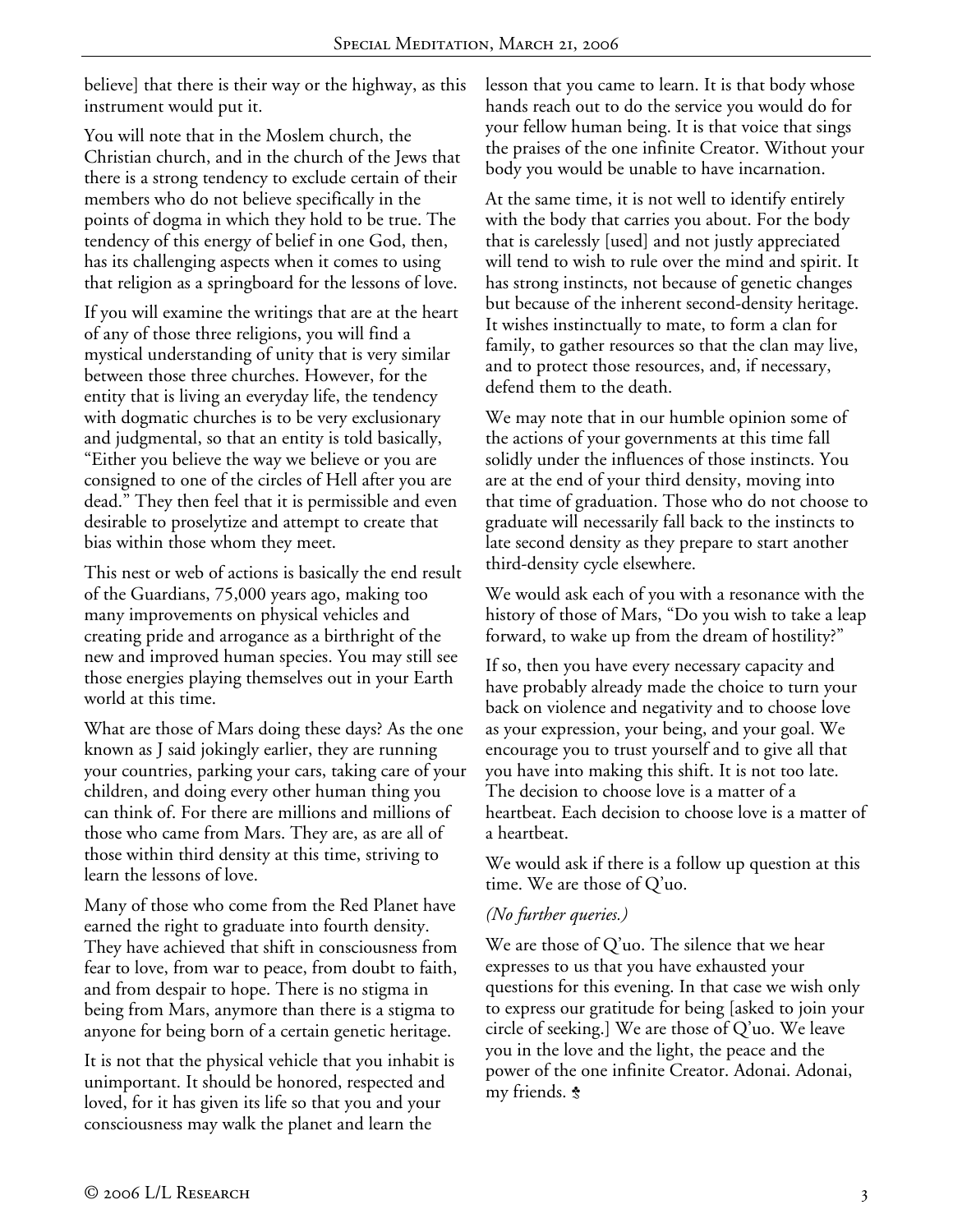believe] that there is their way or the highway, as this instrument would put it.

You will note that in the Moslem church, the Christian church, and in the church of the Jews that there is a strong tendency to exclude certain of their members who do not believe specifically in the points of dogma in which they hold to be true. The tendency of this energy of belief in one God, then, has its challenging aspects when it comes to using that religion as a springboard for the lessons of love.

If you will examine the writings that are at the heart of any of those three religions, you will find a mystical understanding of unity that is very similar between those three churches. However, for the entity that is living an everyday life, the tendency with dogmatic churches is to be very exclusionary and judgmental, so that an entity is told basically, "Either you believe the way we believe or you are consigned to one of the circles of Hell after you are dead." They then feel that it is permissible and even desirable to proselytize and attempt to create that bias within those whom they meet.

This nest or web of actions is basically the end result of the Guardians, 75,000 years ago, making too many improvements on physical vehicles and creating pride and arrogance as a birthright of the new and improved human species. You may still see those energies playing themselves out in your Earth world at this time.

What are those of Mars doing these days? As the one known as J said jokingly earlier, they are running your countries, parking your cars, taking care of your children, and doing every other human thing you can think of. For there are millions and millions of those who came from Mars. They are, as are all of those within third density at this time, striving to learn the lessons of love.

Many of those who come from the Red Planet have earned the right to graduate into fourth density. They have achieved that shift in consciousness from fear to love, from war to peace, from doubt to faith, and from despair to hope. There is no stigma in being from Mars, anymore than there is a stigma to anyone for being born of a certain genetic heritage.

It is not that the physical vehicle that you inhabit is unimportant. It should be honored, respected and loved, for it has given its life so that you and your consciousness may walk the planet and learn the lesson that you came to learn. It is that body whose hands reach out to do the service you would do for your fellow human being. It is that voice that sings the praises of the one infinite Creator. Without your body you would be unable to have incarnation.

At the same time, it is not well to identify entirely with the body that carries you about. For the body that is carelessly [used] and not justly appreciated will tend to wish to rule over the mind and spirit. It has strong instincts, not because of genetic changes but because of the inherent second-density heritage. It wishes instinctually to mate, to form a clan for family, to gather resources so that the clan may live, and to protect those resources, and, if necessary, defend them to the death.

We may note that in our humble opinion some of the actions of your governments at this time fall solidly under the influences of those instincts. You are at the end of your third density, moving into that time of graduation. Those who do not choose to graduate will necessarily fall back to the instincts to late second density as they prepare to start another third-density cycle elsewhere.

We would ask each of you with a resonance with the history of those of Mars, "Do you wish to take a leap forward, to wake up from the dream of hostility?"

If so, then you have every necessary capacity and have probably already made the choice to turn your back on violence and negativity and to choose love as your expression, your being, and your goal. We encourage you to trust yourself and to give all that you have into making this shift. It is not too late. The decision to choose love is a matter of a heartbeat. Each decision to choose love is a matter of a heartbeat.

We would ask if there is a follow up question at this time. We are those of Q'uo.

*(No further queries.)*

We are those of Q'uo. The silence that we hear expresses to us that you have exhausted your questions for this evening. In that case we wish only to express our gratitude for being [asked to join your circle of seeking.] We are those of Q'uo. We leave you in the love and the light, the peace and the power of the one infinite Creator. Adonai. Adonai, my friends.

© 2006 L/L Research